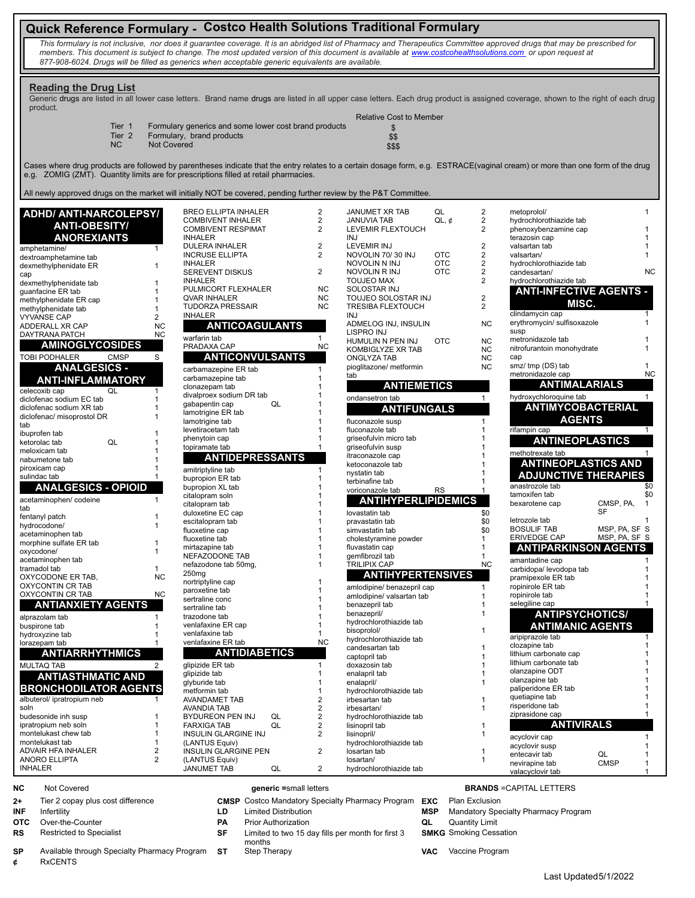# Quick Reference Formulary - Costco Health Solutions Traditional Formulary

*This formulary is not inclusive, nor does it guarantee coverage. It is an abridged list of Pharmacy and Therapeutics Committee approved drugs that may be prescribed for members. This document is subject to change. The most updated version of this document is available at www.costcohealthsolutions.com or upon request at 877-908-6024. Drugs will be filled as generics when acceptable generic equivalents are available.*

## Reading the Drug List

Generic drugs are listed in all lower case letters. Brand name drugs are listed in all upper case letters. Each drug product is assigned coverage, shown to the right of each drug product.

| | | Relative Cost to Member |
|---|---|---|
| Tier 1 | Formulary generics and some lower cost brand products | $ |
| Tier 2 | Formulary, brand products | $$ |
| NC | Not Covered | $$$ |

Cases where drug products are followed by parentheses indicate that the entry relates to a certain dosage form, e.g. ESTRACE(vaginal cream) or more than one form of the drug e.g. ZOMIG (ZMT). Quantity limits are for prescriptions filled at retail pharmacies.

All newly approved drugs on the market will initially NOT be covered, pending further review by the P&T Committee.

### ADHD/ ANTI-NARCOLEPSY/ ANTI-OBESITY/ ANOREXIANTS

| Drug | Notes | Tier |
|---|---|---|
| amphetamine/ dextroamphetamine tab | | 1 |
| dexmethylphenidate ER cap | | 1 |
| dexmethylphenidate tab | | 1 |
| guanfacine ER tab | | 1 |
| methylphenidate ER cap | | 1 |
| methylphenidate tab | | 1 |
| VYVANSE CAP | | 2 |
| ADDERALL XR CAP | | NC |
| DAYTRANA PATCH | | NC |

### AMINOGLYCOSIDES

| Drug | Notes | Tier |
|---|---|---|
| TOBI PODHALER | CMSP | S |

### ANALGESICS - ANTI-INFLAMMATORY

| Drug | Notes | Tier |
|---|---|---|
| celecoxib cap | QL | 1 |
| diclofenac sodium EC tab | | 1 |
| diclofenac sodium XR tab | | 1 |
| diclofenac/ misoprostol DR tab | | 1 |
| ibuprofen tab | | 1 |
| ketorolac tab | QL | 1 |
| meloxicam tab | | 1 |
| nabumetone tab | | 1 |
| piroxicam cap | | 1 |
| sulindac tab | | 1 |

### ANALGESICS - OPIOID

| Drug | Notes | Tier |
|---|---|---|
| acetaminophen/ codeine tab | | 1 |
| fentanyl patch | | 1 |
| hydrocodone/ acetaminophen tab | | 1 |
| morphine sulfate ER tab | | 1 |
| oxycodone/ acetaminophen tab | | 1 |
| tramadol tab | | 1 |
| OXYCODONE ER TAB, OXYCONTIN CR TAB | | NC |
| OXYCONTIN CR TAB | | NC |

### ANTIANXIETY AGENTS

| Drug | Notes | Tier |
|---|---|---|
| alprazolam tab | | 1 |
| buspirone tab | | 1 |
| hydroxyzine tab | | 1 |
| lorazepam tab | | 1 |

### ANTIARRHYTHMICS

| Drug | Notes | Tier |
|---|---|---|
| MULTAQ TAB | | 2 |

### ANTIASTHMATIC AND BRONCHODILATOR AGENTS

| Drug | Notes | Tier |
|---|---|---|
| albuterol/ ipratropium neb soln | | 1 |
| budesonide inh susp | | 1 |
| ipratropium neb soln | | 1 |
| montelukast chew tab | | 1 |
| montelukast tab | | 1 |
| ADVAIR HFA INHALER | | 2 |
| ANORO ELLIPTA INHALER | | 2 |
| BREO ELLIPTA INHALER | | 2 |
| COMBIVENT INHALER | | 2 |
| COMBIVENT RESPIMAT INHALER | | 2 |
| DULERA INHALER | | 2 |
| INCRUSE ELLIPTA INHALER | | 2 |
| SEREVENT DISKUS INHALER | | 2 |
| PULMICORT FLEXHALER | | NC |
| QVAR INHALER | | NC |
| TUDORZA PRESSAIR INHALER | | NC |

### ANTICOAGULANTS

| Drug | Notes | Tier |
|---|---|---|
| warfarin tab | | 1 |
| PRADAXA CAP | | NC |

### ANTICONVULSANTS

| Drug | Notes | Tier |
|---|---|---|
| carbamazepine ER tab | | 1 |
| carbamazepine tab | | 1 |
| clonazepam tab | | 1 |
| divalproex sodium DR tab | | 1 |
| gabapentin cap | QL | 1 |
| lamotrigine ER tab | | 1 |
| lamotrigine tab | | 1 |
| levetiracetam tab | | 1 |
| phenytoin cap | | 1 |
| topiramate tab | | 1 |

### ANTIDEPRESSANTS

| Drug | Notes | Tier |
|---|---|---|
| amitriptyline tab | | 1 |
| bupropion ER tab | | 1 |
| bupropion XL tab | | 1 |
| citalopram soln | | 1 |
| citalopram tab | | 1 |
| duloxetine EC cap | | 1 |
| escitalopram tab | | 1 |
| fluoxetine cap | | 1 |
| fluoxetine tab | | 1 |
| mirtazapine tab | | 1 |
| NEFAZODONE TAB | | 1 |
| nefazodone tab 50mg, 250mg | | 1 |
| nortriptyline cap | | 1 |
| paroxetine tab | | 1 |
| sertraline conc | | 1 |
| sertraline tab | | 1 |
| trazodone tab | | 1 |
| venlafaxine ER cap | | 1 |
| venlafaxine tab | | 1 |
| venlafaxine ER tab | | NC |

### ANTIDIABETICS

| Drug | Notes | Tier |
|---|---|---|
| glipizide ER tab | | 1 |
| glipizide tab | | 1 |
| glyburide tab | | 1 |
| metformin tab | | 1 |
| AVANDAMET TAB | | 2 |
| AVANDIA TAB | | 2 |
| BYDUREON PEN INJ | QL | 2 |
| FARXIGA TAB | QL | 2 |
| INSULIN GLARGINE INJ (LANTUS Equiv) | | 2 |
| INSULIN GLARGINE PEN (LANTUS Equiv) | | 2 |
| JANUMET TAB | QL | 2 |
| JANUMET XR TAB | QL | 2 |
| JANUVIA TAB | QL, ¢ | 2 |
| LEVEMIR FLEXTOUCH INJ | | 2 |
| LEVEMIR INJ | | 2 |
| NOVOLIN 70/ 30 INJ | OTC | 2 |
| NOVOLIN N INJ | OTC | 2 |
| NOVOLIN R INJ | OTC | 2 |
| TOUJEO MAX SOLOSTAR INJ | | 2 |
| TOUJEO SOLOSTAR INJ | | 2 |
| TRESIBA FLEXTOUCH INJ | | 2 |
| ADMELOG INJ, INSULIN LISPRO INJ | | NC |
| HUMULIN N PEN INJ | OTC | NC |
| KOMBIGLYZE XR TAB | | NC |
| ONGLYZA TAB | | NC |
| pioglitazone/ metformin tab | | NC |

### ANTIEMETICS

| Drug | Notes | Tier |
|---|---|---|
| ondansetron tab | | 1 |

### ANTIFUNGALS

| Drug | Notes | Tier |
|---|---|---|
| fluconazole susp | | 1 |
| fluconazole tab | | 1 |
| griseofulvin micro tab | | 1 |
| griseofulvin susp | | 1 |
| itraconazole cap | | 1 |
| ketoconazole tab | | 1 |
| nystatin tab | | 1 |
| terbinafine tab | | 1 |
| voriconazole tab | RS | 1 |

### ANTIHYPERLIPIDEMICS

| Drug | Notes | Tier |
|---|---|---|
| lovastatin tab | | $0 |
| pravastatin tab | | $0 |
| simvastatin tab | | $0 |
| cholestyramine powder | | 1 |
| fluvastatin cap | | 1 |
| gemfibrozil tab | | 1 |
| TRILIPIX CAP | | NC |

### ANTIHYPERTENSIVES

| Drug | Notes | Tier |
|---|---|---|
| amlodipine/ benazepril cap | | 1 |
| amlodipine/ valsartan tab | | 1 |
| benazepril tab | | 1 |
| benazepril/ hydrochlorothiazide tab | | 1 |
| bisoprolol/ hydrochlorothiazide tab | | 1 |
| candesartan tab | | 1 |
| captopril tab | | 1 |
| doxazosin tab | | 1 |
| enalapril tab | | 1 |
| enalapril/ hydrochlorothiazide tab | | 1 |
| irbesartan tab | | 1 |
| irbesartan/ hydrochlorothiazide tab | | 1 |
| lisinopril tab | | 1 |
| lisinopril/ hydrochlorothiazide tab | | 1 |
| losartan tab | | 1 |
| losartan/ hydrochlorothiazide tab | | 1 |
| metoprolol/ hydrochlorothiazide tab | | 1 |
| phenoxybenzamine cap | | 1 |
| terazosin cap | | 1 |
| valsartan tab | | 1 |
| valsartan/ hydrochlorothiazide tab | | 1 |
| candesartan/ hydrochlorothiazide tab | | NC |

### ANTI-INFECTIVE AGENTS - MISC.

| Drug | Notes | Tier |
|---|---|---|
| clindamycin cap | | 1 |
| erythromycin/ sulfisoxazole susp | | 1 |
| metronidazole tab | | 1 |
| nitrofurantoin monohydrate cap | | 1 |
| smz/ tmp (DS) tab | | 1 |
| metronidazole cap | | NC |

### ANTIMALARIALS

| Drug | Notes | Tier |
|---|---|---|
| hydroxychloroquine tab | | 1 |

### ANTIMYCOBACTERIAL AGENTS

| Drug | Notes | Tier |
|---|---|---|
| rifampin cap | | 1 |

### ANTINEOPLASTICS

| Drug | Notes | Tier |
|---|---|---|
| methotrexate tab | | 1 |

### ANTINEOPLASTICS AND ADJUNCTIVE THERAPIES

| Drug | Notes | Tier |
|---|---|---|
| anastrozole tab | | $0 |
| tamoxifen tab | | $0 |
| bexarotene cap | CMSP, PA, SF | 1 |
| letrozole tab | | 1 |
| BOSULIF TAB | MSP, PA, SF | S |
| ERIVEDGE CAP | MSP, PA, SF | S |

### ANTIPARKINSON AGENTS

| Drug | Notes | Tier |
|---|---|---|
| amantadine cap | | 1 |
| carbidopa/ levodopa tab | | 1 |
| pramipexole ER tab | | 1 |
| ropinirole ER tab | | 1 |
| ropinirole tab | | 1 |
| selegiline cap | | 1 |

### ANTIPSYCHOTICS/ ANTIMANIC AGENTS

| Drug | Notes | Tier |
|---|---|---|
| aripiprazole tab | | 1 |
| clozapine tab | | 1 |
| lithium carbonate cap | | 1 |
| lithium carbonate tab | | 1 |
| olanzapine ODT | | 1 |
| olanzapine tab | | 1 |
| paliperidone ER tab | | 1 |
| quetiapine tab | | 1 |
| risperidone tab | | 1 |
| ziprasidone cap | | 1 |

### ANTIVIRALS

| Drug | Notes | Tier |
|---|---|---|
| acyclovir cap | | 1 |
| acyclovir susp | | 1 |
| entecavir tab | QL | 1 |
| nevirapine tab | CMSP | 1 |
| valacyclovir tab | | 1 |

---

**NC** Not Covered — **generic** =small letters — **BRANDS** =CAPITAL LETTERS

| Code | Meaning | Code | Meaning | Code | Meaning |
|---|---|---|---|---|---|
| 2+ | Tier 2 copay plus cost difference | CMSP | Costco Mandatory Specialty Pharmacy Program | EXC | Plan Exclusion |
| INF | Infertility | LD | Limited Distribution | MSP | Mandatory Specialty Pharmacy Program |
| OTC | Over-the-Counter | PA | Prior Authorization | QL | Quantity Limit |
| RS | Restricted to Specialist | SF | Limited to two 15 day fills per month for first 3 months | SMKG | Smoking Cessation |
| SP | Available through Specialty Pharmacy Program | ST | Step Therapy | VAC | Vaccine Program |
| ¢ | RxCENTS | | | | |

Last Updated5/1/2022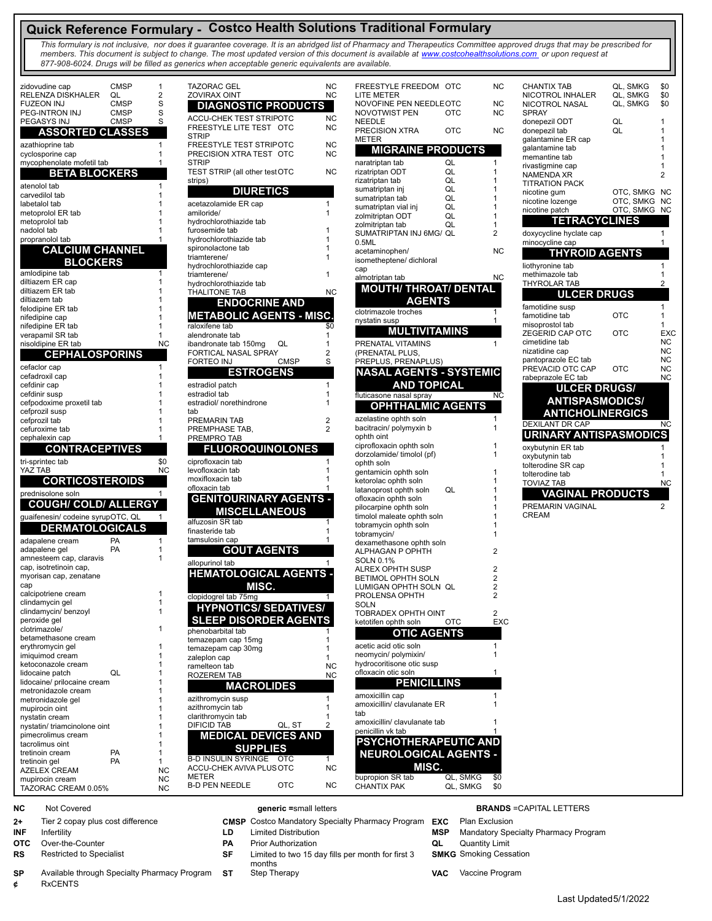# Quick Reference Formulary - Costco Health Solutions Traditional Formulary

*This formulary is not inclusive, nor does it guarantee coverage. It is an abridged list of Pharmacy and Therapeutics Committee approved drugs that may be prescribed for members. This document is subject to change. The most updated version of this document is available at www.costcohealthsolutions.com or upon request at 877-908-6024. Drugs will be filled as generics when acceptable generic equivalents are available.*

| | | |
|---|---|---|
| zidovudine cap | CMSP | 1 |
| RELENZA DISKHALER | QL | 2 |
| FUZEON INJ | CMSP | S |
| PEG-INTRON INJ | CMSP | S |
| PEGASYS INJ | CMSP | S |

## ASSORTED CLASSES

| | | |
|---|---|---|
| azathioprine tab | | 1 |
| cyclosporine cap | | 1 |
| mycophenolate mofetil tab | | 1 |

## BETA BLOCKERS

| | | |
|---|---|---|
| atenolol tab | | 1 |
| carvedilol tab | | 1 |
| labetalol tab | | 1 |
| metoprolol ER tab | | 1 |
| metoprolol tab | | 1 |
| nadolol tab | | 1 |
| propranolol tab | | 1 |

## CALCIUM CHANNEL BLOCKERS

| | | |
|---|---|---|
| amlodipine tab | | 1 |
| diltiazem ER cap | | 1 |
| diltiazem ER tab | | 1 |
| diltiazem tab | | 1 |
| felodipine ER tab | | 1 |
| nifedipine cap | | 1 |
| nifedipine ER tab | | 1 |
| verapamil SR tab | | 1 |
| nisoldipine ER tab | | NC |

## CEPHALOSPORINS

| | | |
|---|---|---|
| cefaclor cap | | 1 |
| cefadroxil cap | | 1 |
| cefdinir cap | | 1 |
| cefdinir susp | | 1 |
| cefpodoxime proxetil tab | | 1 |
| cefprozil susp | | 1 |
| cefprozil tab | | 1 |
| cefuroxime tab | | 1 |
| cephalexin cap | | 1 |

## CONTRACEPTIVES

| | | |
|---|---|---|
| tri-sprintec tab | | $0 |
| YAZ TAB | | NC |

## CORTICOSTEROIDS

| | | |
|---|---|---|
| prednisolone soln | | 1 |

## COUGH/ COLD/ ALLERGY

| | | |
|---|---|---|
| guaifenesin/ codeine syrup | OTC, QL | 1 |

## DERMATOLOGICALS

| | | |
|---|---|---|
| adapalene cream | PA | 1 |
| adapalene gel | PA | 1 |
| amnesteem cap, claravis cap, isotretinoin cap, myorisan cap, zenatane cap | | 1 |
| calcipotriene cream | | 1 |
| clindamycin gel | | 1 |
| clindamycin/ benzoyl peroxide gel | | 1 |
| clotrimazole/ betamethasone cream | | 1 |
| erythromycin gel | | 1 |
| imiquimod cream | | 1 |
| ketoconazole cream | | 1 |
| lidocaine patch | QL | 1 |
| lidocaine/ prilocaine cream | | 1 |
| metronidazole cream | | 1 |
| metronidazole gel | | 1 |
| mupirocin oint | | 1 |
| nystatin cream | | 1 |
| nystatin/ triamcinolone oint | | 1 |
| pimecrolimus cream | | 1 |
| tacrolimus oint | | 1 |
| tretinoin cream | PA | 1 |
| tretinoin gel | PA | 1 |
| AZELEX CREAM | | NC |
| mupirocin cream | | NC |
| TAZORAC CREAM 0.05% | | NC |
| TAZORAC GEL | | NC |
| ZOVIRAX OINT | | NC |

## DIAGNOSTIC PRODUCTS

| | | |
|---|---|---|
| ACCU-CHEK TEST STRIP | OTC | NC |
| FREESTYLE LITE TEST STRIP | OTC | NC |
| FREESTYLE TEST STRIP | OTC | NC |
| PRECISION XTRA TEST STRIP | OTC | NC |
| TEST STRIP (all other test strips) | OTC | NC |

## DIURETICS

| | | |
|---|---|---|
| acetazolamide ER cap | | 1 |
| amiloride/ hydrochlorothiazide tab | | 1 |
| furosemide tab | | 1 |
| hydrochlorothiazide tab | | 1 |
| spironolactone tab | | 1 |
| triamterene/ hydrochlorothiazide cap | | 1 |
| triamterene/ hydrochlorothiazide tab | | 1 |
| THALITONE TAB | | NC |

## ENDOCRINE AND METABOLIC AGENTS - MISC.

| | | |
|---|---|---|
| raloxifene tab | | $0 |
| alendronate tab | | 1 |
| ibandronate tab 150mg | QL | 1 |
| FORTICAL NASAL SPRAY | | 2 |
| FORTEO INJ | CMSP | S |

## ESTROGENS

| | | |
|---|---|---|
| estradiol patch | | 1 |
| estradiol tab | | 1 |
| estradiol/ norethindrone tab | | 1 |
| PREMARIN TAB | | 2 |
| PREMPHASE TAB, PREMPRO TAB | | 2 |

## FLUOROQUINOLONES

| | | |
|---|---|---|
| ciprofloxacin tab | | 1 |
| levofloxacin tab | | 1 |
| moxifloxacin tab | | 1 |
| ofloxacin tab | | 1 |

## GENITOURINARY AGENTS - MISCELLANEOUS

| | | |
|---|---|---|
| alfuzosin SR tab | | 1 |
| finasteride tab | | 1 |
| tamsulosin cap | | 1 |

## GOUT AGENTS

| | | |
|---|---|---|
| allopurinol tab | | 1 |

## HEMATOLOGICAL AGENTS - MISC.

| | | |
|---|---|---|
| clopidogrel tab 75mg | | 1 |

## HYPNOTICS/ SEDATIVES/ SLEEP DISORDER AGENTS

| | | |
|---|---|---|
| phenobarbital tab | | 1 |
| temazepam cap 15mg | | 1 |
| temazepam cap 30mg | | 1 |
| zaleplon cap | | 1 |
| ramelteon tab | | NC |
| ROZEREM TAB | | NC |

## MACROLIDES

| | | |
|---|---|---|
| azithromycin susp | | 1 |
| azithromycin tab | | 1 |
| clarithromycin tab | | 1 |
| DIFICID TAB | QL, ST | 2 |

## MEDICAL DEVICES AND SUPPLIES

| | | |
|---|---|---|
| B-D INSULIN SYRINGE | OTC | 1 |
| ACCU-CHEK AVIVA PLUS METER | OTC | NC |
| B-D PEN NEEDLE | OTC | NC |
| FREESTYLE FREEDOM LITE METER | OTC | NC |
| NOVOFINE PEN NEEDLE | OTC | NC |
| NOVOTWIST PEN NEEDLE | OTC | NC |
| PRECISION XTRA METER | OTC | NC |

## MIGRAINE PRODUCTS

| | | |
|---|---|---|
| naratriptan tab | QL | 1 |
| rizatriptan ODT | QL | 1 |
| rizatriptan tab | QL | 1 |
| sumatriptan inj | QL | 1 |
| sumatriptan tab | QL | 1 |
| sumatriptan vial inj | QL | 1 |
| zolmitriptan ODT | QL | 1 |
| zolmitriptan tab | QL | 1 |
| SUMATRIPTAN INJ 6MG/ 0.5ML | QL | 2 |
| acetaminophen/ isometheptene/ dichloral cap | | NC |
| almotriptan tab | | NC |

## MOUTH/ THROAT/ DENTAL AGENTS

| | | |
|---|---|---|
| clotrimazole troches | | 1 |
| nystatin susp | | 1 |

## MULTIVITAMINS

| | | |
|---|---|---|
| PRENATAL VITAMINS (PRENATAL PLUS, PREPLUS, PRENAPLUS) | | 1 |

## NASAL AGENTS - SYSTEMIC AND TOPICAL

| | | |
|---|---|---|
| fluticasone nasal spray | | NC |

## OPHTHALMIC AGENTS

| | | |
|---|---|---|
| azelastine ophth soln | | 1 |
| bacitracin/ polymyxin b ophth oint | | 1 |
| ciprofloxacin ophth soln | | 1 |
| dorzolamide/ timolol (pf) ophth soln | | 1 |
| gentamicin ophth soln | | 1 |
| ketorolac ophth soln | | 1 |
| latanoprost ophth soln | QL | 1 |
| ofloxacin ophth soln | | 1 |
| pilocarpine ophth soln | | 1 |
| timolol maleate ophth soln | | 1 |
| tobramycin ophth soln | | 1 |
| tobramycin/ dexamethasone ophth soln | | 1 |
| ALPHAGAN P OPHTH SOLN 0.1% | | 2 |
| ALREX OPHTH SUSP | | 2 |
| BETIMOL OPHTH SOLN | | 2 |
| LUMIGAN OPHTH SOLN | QL | 2 |
| PROLENSA OPHTH SOLN | | 2 |
| TOBRADEX OPHTH OINT | | 2 |
| ketotifen ophth soln | OTC | EXC |

## OTIC AGENTS

| | | |
|---|---|---|
| acetic acid otic soln | | 1 |
| neomycin/ polymixin/ hydrocoritisone otic susp | | 1 |
| ofloxacin otic soln | | 1 |

## PENICILLINS

| | | |
|---|---|---|
| amoxicillin cap | | 1 |
| amoxicillin/ clavulanate ER tab | | 1 |
| amoxicillin/ clavulanate tab | | 1 |
| penicillin vk tab | | 1 |

## PSYCHOTHERAPEUTIC AND NEUROLOGICAL AGENTS - MISC.

| | | |
|---|---|---|
| bupropion SR tab | QL, SMKG | $0 |
| CHANTIX PAK | QL, SMKG | $0 |
| CHANTIX TAB | QL, SMKG | $0 |
| NICOTROL INHALER | QL, SMKG | $0 |
| NICOTROL NASAL SPRAY | QL, SMKG | $0 |
| donepezil ODT | QL | 1 |
| donepezil tab | QL | 1 |
| galantamine ER cap | | 1 |
| galantamine tab | | 1 |
| memantine tab | | 1 |
| rivastigmine cap | | 1 |
| NAMENDA XR TITRATION PACK | | 2 |
| nicotine gum | OTC, SMKG | NC |
| nicotine lozenge | OTC, SMKG | NC |
| nicotine patch | OTC, SMKG | NC |

## TETRACYCLINES

| | | |
|---|---|---|
| doxycycline hyclate cap | | 1 |
| minocycline cap | | 1 |

## THYROID AGENTS

| | | |
|---|---|---|
| liothyronine tab | | 1 |
| methimazole tab | | 1 |
| THYROLAR TAB | | 2 |

## ULCER DRUGS

| | | |
|---|---|---|
| famotidine susp | | 1 |
| famotidine tab | OTC | 1 |
| misoprostol tab | | 1 |
| ZEGERID CAP OTC | OTC | EXC |
| cimetidine tab | | NC |
| nizatidine cap | | NC |
| pantoprazole EC tab | | NC |
| PREVACID OTC CAP | OTC | NC |
| rabeprazole EC tab | | NC |

## ULCER DRUGS/ ANTISPASMODICS/ ANTICHOLINERGICS

| | | |
|---|---|---|
| DEXILANT DR CAP | | NC |

## URINARY ANTISPASMODICS

| | | |
|---|---|---|
| oxybutynin ER tab | | 1 |
| oxybutynin tab | | 1 |
| tolterodine SR cap | | 1 |
| tolterodine tab | | 1 |
| TOVIAZ TAB | | NC |

## VAGINAL PRODUCTS

| | | |
|---|---|---|
| PREMARIN VAGINAL CREAM | | 2 |

---

**NC** Not Covered — **generic =**small letters — **BRANDS** =CAPITAL LETTERS

| | | | | | |
|---|---|---|---|---|---|
| **2+** | Tier 2 copay plus cost difference | **CMSP** | Costco Mandatory Specialty Pharmacy Program | **EXC** | Plan Exclusion |
| **INF** | Infertility | **LD** | Limited Distribution | **MSP** | Mandatory Specialty Pharmacy Program |
| **OTC** | Over-the-Counter | **PA** | Prior Authorization | **QL** | Quantity Limit |
| **RS** | Restricted to Specialist | **SF** | Limited to two 15 day fills per month for first 3 months | **SMKG** | Smoking Cessation |
| **SP** | Available through Specialty Pharmacy Program | **ST** | Step Therapy | **VAC** | Vaccine Program |
| **¢** | RxCENTS | | | | |

Last Updated5/1/2022